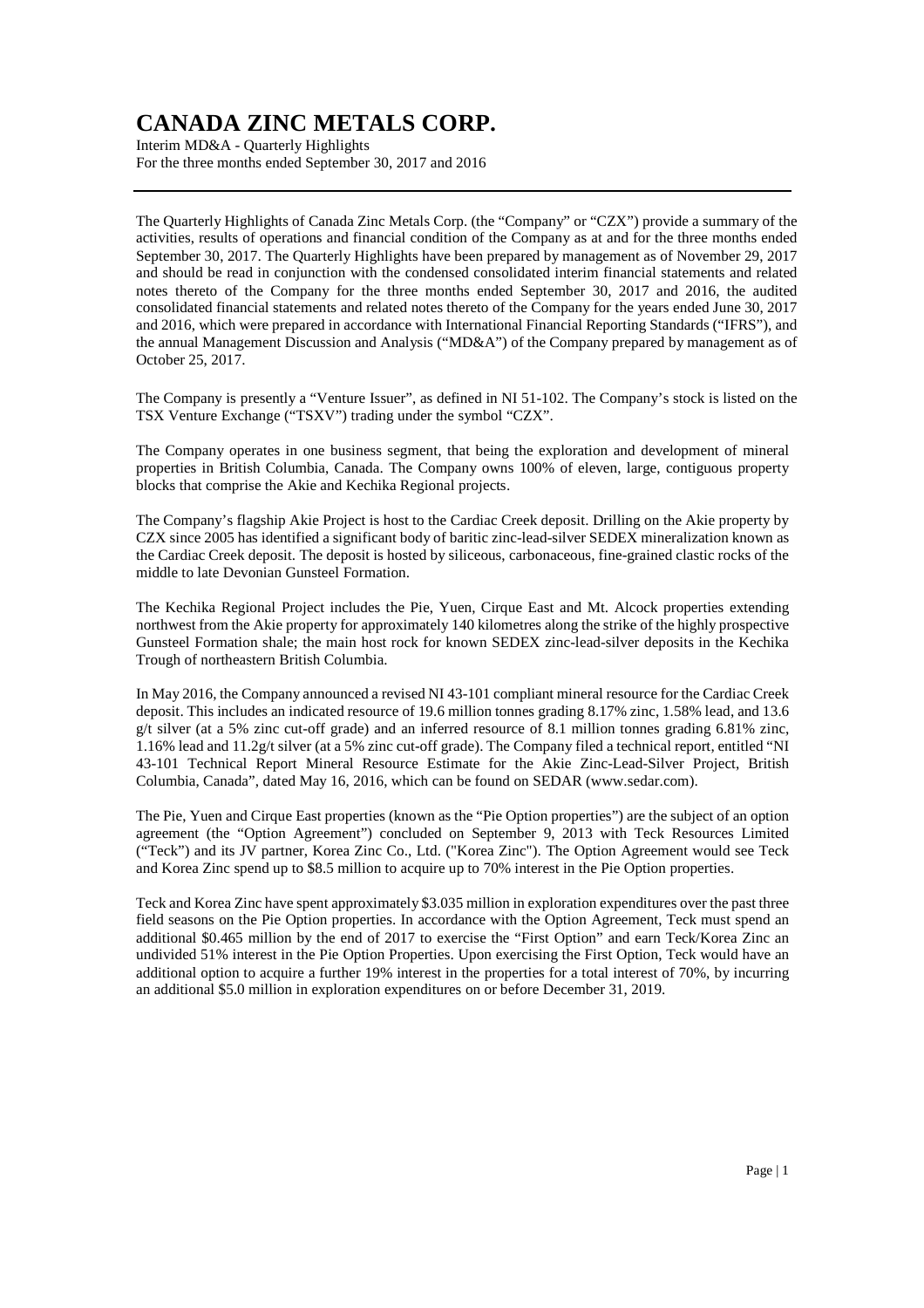# CANADA ZINC METALS CORP.

Interim MD&A - Quarterly Highlights
For the three months ended September 30, 2017 and 2016

The Quarterly Highlights of Canada Zinc Metals Corp. (the "Company" or "CZX") provide a summary of the activities, results of operations and financial condition of the Company as at and for the three months ended September 30, 2017. The Quarterly Highlights have been prepared by management as of November 29, 2017 and should be read in conjunction with the condensed consolidated interim financial statements and related notes thereto of the Company for the three months ended September 30, 2017 and 2016, the audited consolidated financial statements and related notes thereto of the Company for the years ended June 30, 2017 and 2016, which were prepared in accordance with International Financial Reporting Standards ("IFRS"), and the annual Management Discussion and Analysis ("MD&A") of the Company prepared by management as of October 25, 2017.

The Company is presently a "Venture Issuer", as defined in NI 51-102. The Company's stock is listed on the TSX Venture Exchange ("TSXV") trading under the symbol "CZX".

The Company operates in one business segment, that being the exploration and development of mineral properties in British Columbia, Canada. The Company owns 100% of eleven, large, contiguous property blocks that comprise the Akie and Kechika Regional projects.

The Company's flagship Akie Project is host to the Cardiac Creek deposit. Drilling on the Akie property by CZX since 2005 has identified a significant body of baritic zinc-lead-silver SEDEX mineralization known as the Cardiac Creek deposit. The deposit is hosted by siliceous, carbonaceous, fine-grained clastic rocks of the middle to late Devonian Gunsteel Formation.

The Kechika Regional Project includes the Pie, Yuen, Cirque East and Mt. Alcock properties extending northwest from the Akie property for approximately 140 kilometres along the strike of the highly prospective Gunsteel Formation shale; the main host rock for known SEDEX zinc-lead-silver deposits in the Kechika Trough of northeastern British Columbia.

In May 2016, the Company announced a revised NI 43-101 compliant mineral resource for the Cardiac Creek deposit. This includes an indicated resource of 19.6 million tonnes grading 8.17% zinc, 1.58% lead, and 13.6 g/t silver (at a 5% zinc cut-off grade) and an inferred resource of 8.1 million tonnes grading 6.81% zinc, 1.16% lead and 11.2g/t silver (at a 5% zinc cut-off grade). The Company filed a technical report, entitled "NI 43-101 Technical Report Mineral Resource Estimate for the Akie Zinc-Lead-Silver Project, British Columbia, Canada", dated May 16, 2016, which can be found on SEDAR (www.sedar.com).

The Pie, Yuen and Cirque East properties (known as the "Pie Option properties") are the subject of an option agreement (the "Option Agreement") concluded on September 9, 2013 with Teck Resources Limited ("Teck") and its JV partner, Korea Zinc Co., Ltd. ("Korea Zinc"). The Option Agreement would see Teck and Korea Zinc spend up to $8.5 million to acquire up to 70% interest in the Pie Option properties.

Teck and Korea Zinc have spent approximately $3.035 million in exploration expenditures over the past three field seasons on the Pie Option properties. In accordance with the Option Agreement, Teck must spend an additional $0.465 million by the end of 2017 to exercise the "First Option" and earn Teck/Korea Zinc an undivided 51% interest in the Pie Option Properties. Upon exercising the First Option, Teck would have an additional option to acquire a further 19% interest in the properties for a total interest of 70%, by incurring an additional $5.0 million in exploration expenditures on or before December 31, 2019.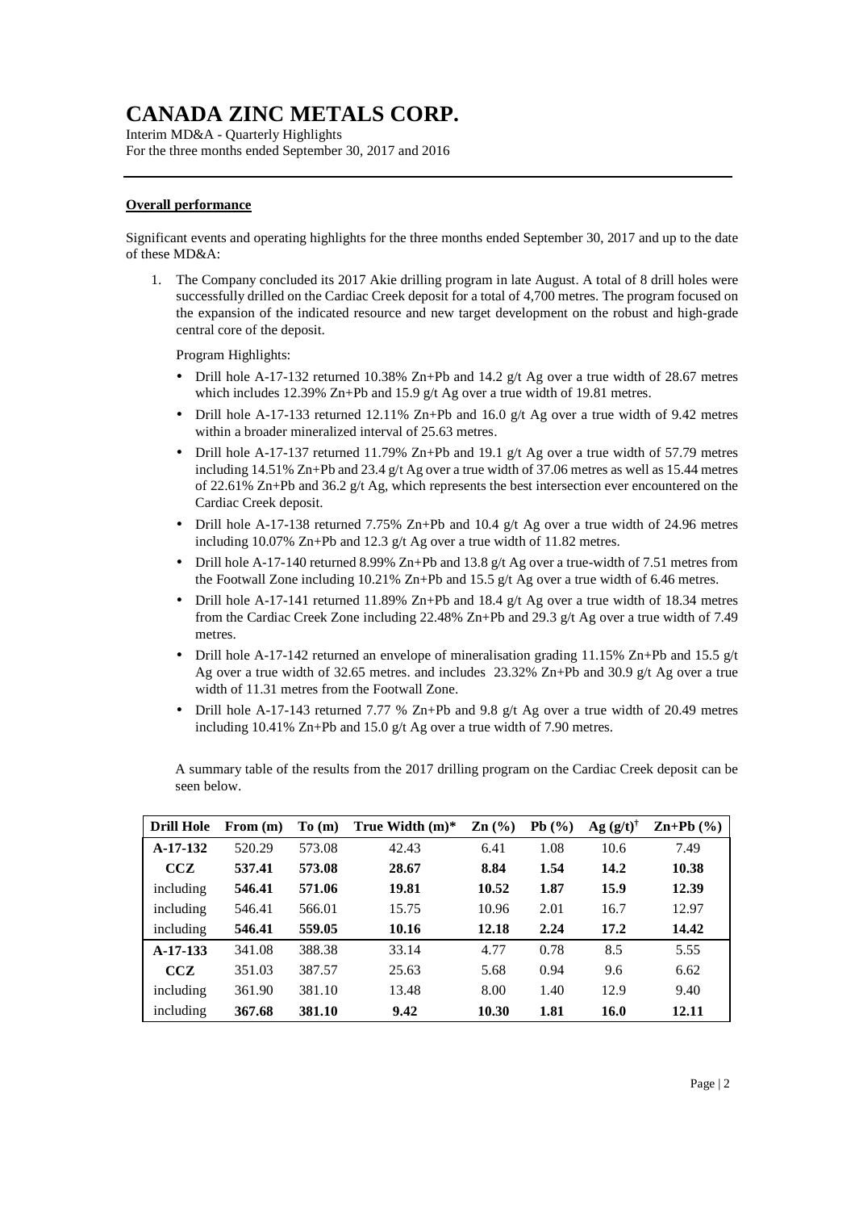# CANADA ZINC METALS CORP.

Interim MD&A - Quarterly Highlights
For the three months ended September 30, 2017 and 2016

## Overall performance

Significant events and operating highlights for the three months ended September 30, 2017 and up to the date of these MD&A:

1. The Company concluded its 2017 Akie drilling program in late August. A total of 8 drill holes were successfully drilled on the Cardiac Creek deposit for a total of 4,700 metres. The program focused on the expansion of the indicated resource and new target development on the robust and high-grade central core of the deposit.

   Program Highlights:

   - Drill hole A-17-132 returned 10.38% Zn+Pb and 14.2 g/t Ag over a true width of 28.67 metres which includes 12.39% Zn+Pb and 15.9 g/t Ag over a true width of 19.81 metres.
   - Drill hole A-17-133 returned 12.11% Zn+Pb and 16.0 g/t Ag over a true width of 9.42 metres within a broader mineralized interval of 25.63 metres.
   - Drill hole A-17-137 returned 11.79% Zn+Pb and 19.1 g/t Ag over a true width of 57.79 metres including 14.51% Zn+Pb and 23.4 g/t Ag over a true width of 37.06 metres as well as 15.44 metres of 22.61% Zn+Pb and 36.2 g/t Ag, which represents the best intersection ever encountered on the Cardiac Creek deposit.
   - Drill hole A-17-138 returned 7.75% Zn+Pb and 10.4 g/t Ag over a true width of 24.96 metres including 10.07% Zn+Pb and 12.3 g/t Ag over a true width of 11.82 metres.
   - Drill hole A-17-140 returned 8.99% Zn+Pb and 13.8 g/t Ag over a true-width of 7.51 metres from the Footwall Zone including 10.21% Zn+Pb and 15.5 g/t Ag over a true width of 6.46 metres.
   - Drill hole A-17-141 returned 11.89% Zn+Pb and 18.4 g/t Ag over a true width of 18.34 metres from the Cardiac Creek Zone including 22.48% Zn+Pb and 29.3 g/t Ag over a true width of 7.49 metres.
   - Drill hole A-17-142 returned an envelope of mineralisation grading 11.15% Zn+Pb and 15.5 g/t Ag over a true width of 32.65 metres. and includes 23.32% Zn+Pb and 30.9 g/t Ag over a true width of 11.31 metres from the Footwall Zone.
   - Drill hole A-17-143 returned 7.77 % Zn+Pb and 9.8 g/t Ag over a true width of 20.49 metres including 10.41% Zn+Pb and 15.0 g/t Ag over a true width of 7.90 metres.

   A summary table of the results from the 2017 drilling program on the Cardiac Creek deposit can be seen below.

| Drill Hole | From (m) | To (m) | True Width (m)* | Zn (%) | Pb (%) | Ag (g/t)† | Zn+Pb (%) |
|---|---|---|---|---|---|---|---|
| **A-17-132** | 520.29 | 573.08 | 42.43 | 6.41 | 1.08 | 10.6 | 7.49 |
| **CCZ** | **537.41** | **573.08** | **28.67** | **8.84** | **1.54** | **14.2** | **10.38** |
| including | **546.41** | **571.06** | **19.81** | **10.52** | **1.87** | **15.9** | **12.39** |
| including | 546.41 | 566.01 | 15.75 | 10.96 | 2.01 | 16.7 | 12.97 |
| including | **546.41** | **559.05** | **10.16** | **12.18** | **2.24** | **17.2** | **14.42** |
| **A-17-133** | 341.08 | 388.38 | 33.14 | 4.77 | 0.78 | 8.5 | 5.55 |
| **CCZ** | 351.03 | 387.57 | 25.63 | 5.68 | 0.94 | 9.6 | 6.62 |
| including | 361.90 | 381.10 | 13.48 | 8.00 | 1.40 | 12.9 | 9.40 |
| including | **367.68** | **381.10** | **9.42** | **10.30** | **1.81** | **16.0** | **12.11** |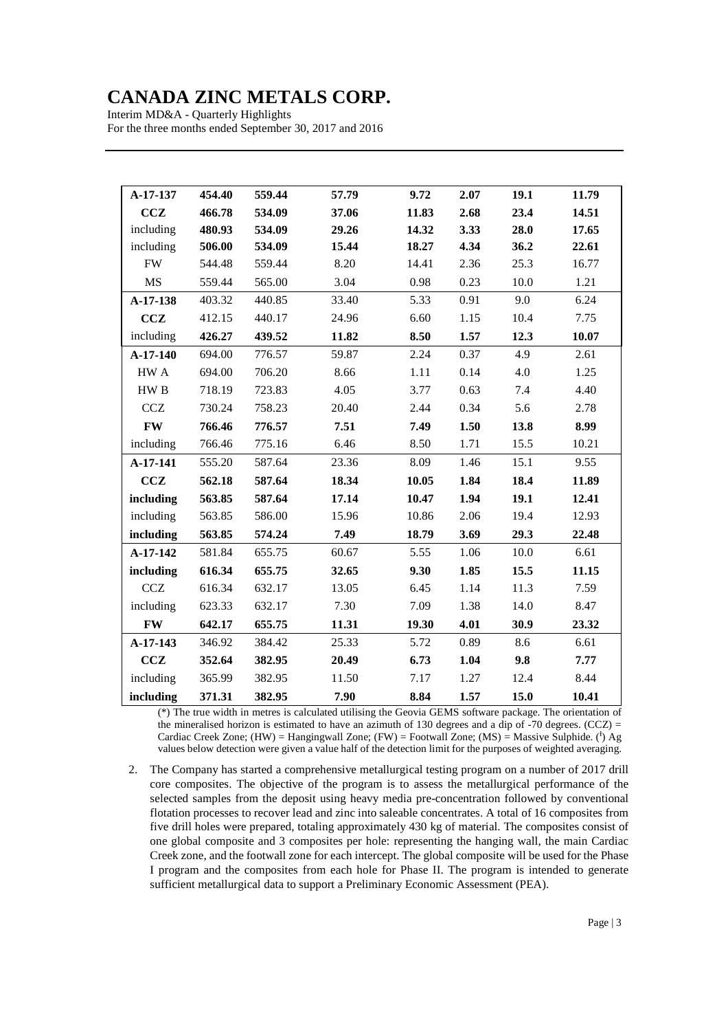# CANADA ZINC METALS CORP.

Interim MD&A - Quarterly Highlights
For the three months ended September 30, 2017 and 2016

| | | | | | | | |
|---|---|---|---|---|---|---|---|
| **A-17-137** | **454.40** | **559.44** | **57.79** | **9.72** | **2.07** | **19.1** | **11.79** |
| **CCZ** | **466.78** | **534.09** | **37.06** | **11.83** | **2.68** | **23.4** | **14.51** |
| including | **480.93** | **534.09** | **29.26** | **14.32** | **3.33** | **28.0** | **17.65** |
| including | **506.00** | **534.09** | **15.44** | **18.27** | **4.34** | **36.2** | **22.61** |
| FW | 544.48 | 559.44 | 8.20 | 14.41 | 2.36 | 25.3 | 16.77 |
| MS | 559.44 | 565.00 | 3.04 | 0.98 | 0.23 | 10.0 | 1.21 |
| **A-17-138** | 403.32 | 440.85 | 33.40 | 5.33 | 0.91 | 9.0 | 6.24 |
| **CCZ** | 412.15 | 440.17 | 24.96 | 6.60 | 1.15 | 10.4 | 7.75 |
| including | **426.27** | **439.52** | **11.82** | **8.50** | **1.57** | **12.3** | **10.07** |
| **A-17-140** | 694.00 | 776.57 | 59.87 | 2.24 | 0.37 | 4.9 | 2.61 |
| HW A | 694.00 | 706.20 | 8.66 | 1.11 | 0.14 | 4.0 | 1.25 |
| HW B | 718.19 | 723.83 | 4.05 | 3.77 | 0.63 | 7.4 | 4.40 |
| CCZ | 730.24 | 758.23 | 20.40 | 2.44 | 0.34 | 5.6 | 2.78 |
| **FW** | **766.46** | **776.57** | **7.51** | **7.49** | **1.50** | **13.8** | **8.99** |
| including | 766.46 | 775.16 | 6.46 | 8.50 | 1.71 | 15.5 | 10.21 |
| **A-17-141** | 555.20 | 587.64 | 23.36 | 8.09 | 1.46 | 15.1 | 9.55 |
| **CCZ** | **562.18** | **587.64** | **18.34** | **10.05** | **1.84** | **18.4** | **11.89** |
| **including** | **563.85** | **587.64** | **17.14** | **10.47** | **1.94** | **19.1** | **12.41** |
| including | 563.85 | 586.00 | 15.96 | 10.86 | 2.06 | 19.4 | 12.93 |
| **including** | **563.85** | **574.24** | **7.49** | **18.79** | **3.69** | **29.3** | **22.48** |
| **A-17-142** | 581.84 | 655.75 | 60.67 | 5.55 | 1.06 | 10.0 | 6.61 |
| **including** | **616.34** | **655.75** | **32.65** | **9.30** | **1.85** | **15.5** | **11.15** |
| CCZ | 616.34 | 632.17 | 13.05 | 6.45 | 1.14 | 11.3 | 7.59 |
| including | 623.33 | 632.17 | 7.30 | 7.09 | 1.38 | 14.0 | 8.47 |
| **FW** | **642.17** | **655.75** | **11.31** | **19.30** | **4.01** | **30.9** | **23.32** |
| **A-17-143** | 346.92 | 384.42 | 25.33 | 5.72 | 0.89 | 8.6 | 6.61 |
| **CCZ** | **352.64** | **382.95** | **20.49** | **6.73** | **1.04** | **9.8** | **7.77** |
| including | 365.99 | 382.95 | 11.50 | 7.17 | 1.27 | 12.4 | 8.44 |
| **including** | **371.31** | **382.95** | **7.90** | **8.84** | **1.57** | **15.0** | **10.41** |

(*) The true width in metres is calculated utilising the Geovia GEMS software package. The orientation of the mineralised horizon is estimated to have an azimuth of 130 degrees and a dip of -70 degrees. (CCZ) = Cardiac Creek Zone; (HW) = Hangingwall Zone; (FW) = Footwall Zone; (MS) = Massive Sulphide. (ǂ) Ag values below detection were given a value half of the detection limit for the purposes of weighted averaging.

2. The Company has started a comprehensive metallurgical testing program on a number of 2017 drill core composites. The objective of the program is to assess the metallurgical performance of the selected samples from the deposit using heavy media pre-concentration followed by conventional flotation processes to recover lead and zinc into saleable concentrates. A total of 16 composites from five drill holes were prepared, totaling approximately 430 kg of material. The composites consist of one global composite and 3 composites per hole: representing the hanging wall, the main Cardiac Creek zone, and the footwall zone for each intercept. The global composite will be used for the Phase I program and the composites from each hole for Phase II. The program is intended to generate sufficient metallurgical data to support a Preliminary Economic Assessment (PEA).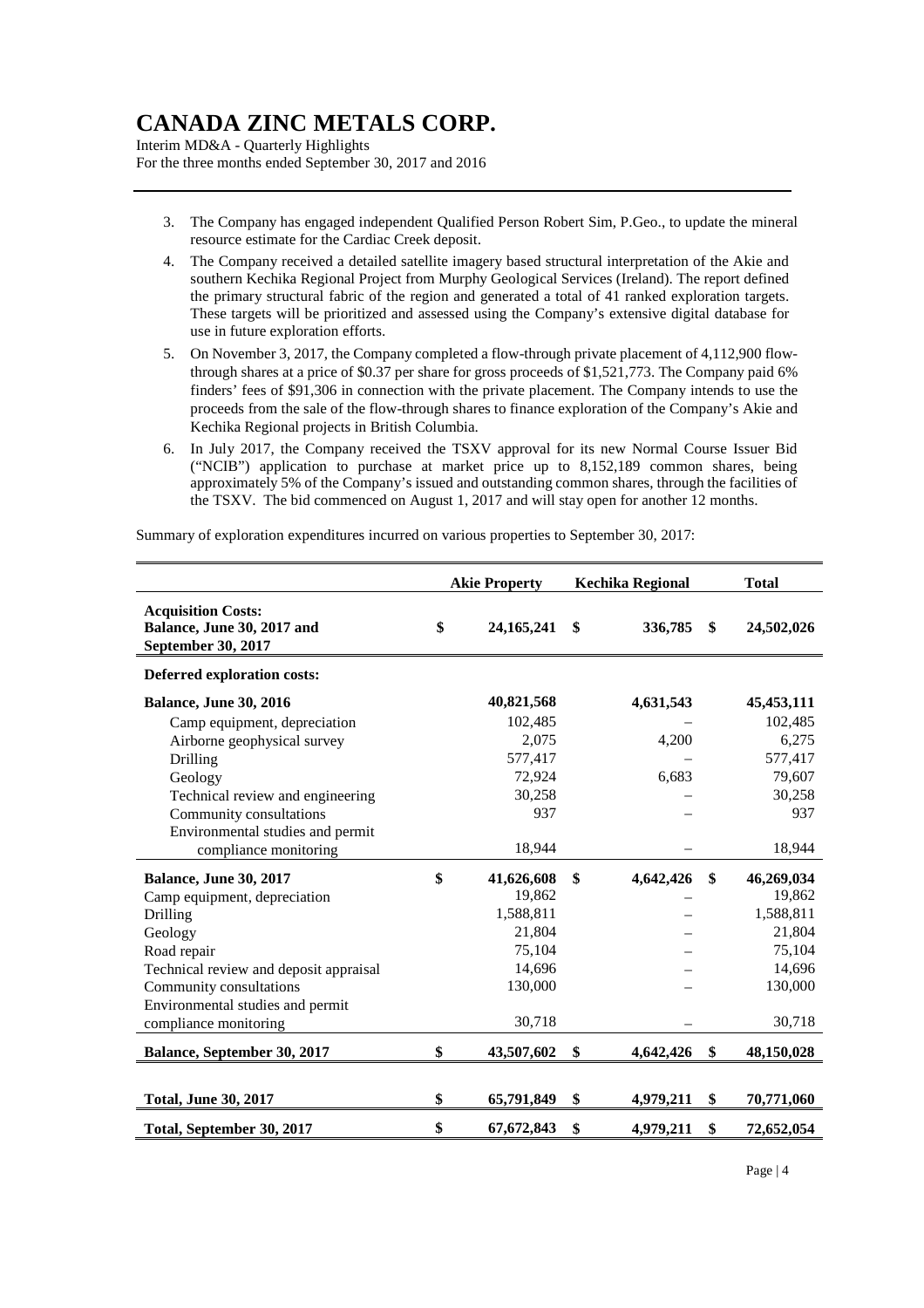3. The Company has engaged independent Qualified Person Robert Sim, P.Geo., to update the mineral resource estimate for the Cardiac Creek deposit.
4. The Company received a detailed satellite imagery based structural interpretation of the Akie and southern Kechika Regional Project from Murphy Geological Services (Ireland). The report defined the primary structural fabric of the region and generated a total of 41 ranked exploration targets. These targets will be prioritized and assessed using the Company's extensive digital database for use in future exploration efforts.
5. On November 3, 2017, the Company completed a flow-through private placement of 4,112,900 flow-through shares at a price of $0.37 per share for gross proceeds of $1,521,773. The Company paid 6% finders' fees of $91,306 in connection with the private placement. The Company intends to use the proceeds from the sale of the flow-through shares to finance exploration of the Company's Akie and Kechika Regional projects in British Columbia.
6. In July 2017, the Company received the TSXV approval for its new Normal Course Issuer Bid ("NCIB") application to purchase at market price up to 8,152,189 common shares, being approximately 5% of the Company's issued and outstanding common shares, through the facilities of the TSXV. The bid commenced on August 1, 2017 and will stay open for another 12 months.

Summary of exploration expenditures incurred on various properties to September 30, 2017:

| | Akie Property | Kechika Regional | Total |
|---|---|---|---|
| **Acquisition Costs:** **Balance, June 30, 2017 and September 30, 2017** | $ 24,165,241 | $ 336,785 | $ 24,502,026 |
| **Deferred exploration costs:** | | | |
| **Balance, June 30, 2016** | 40,821,568 | 4,631,543 | 45,453,111 |
| Camp equipment, depreciation | 102,485 | – | 102,485 |
| Airborne geophysical survey | 2,075 | 4,200 | 6,275 |
| Drilling | 577,417 | – | 577,417 |
| Geology | 72,924 | 6,683 | 79,607 |
| Technical review and engineering | 30,258 | – | 30,258 |
| Community consultations | 937 | – | 937 |
| Environmental studies and permit compliance monitoring | 18,944 | – | 18,944 |
| **Balance, June 30, 2017** | $ 41,626,608 | $ 4,642,426 | $ 46,269,034 |
| Camp equipment, depreciation | 19,862 | – | 19,862 |
| Drilling | 1,588,811 | – | 1,588,811 |
| Geology | 21,804 | – | 21,804 |
| Road repair | 75,104 | – | 75,104 |
| Technical review and deposit appraisal | 14,696 | – | 14,696 |
| Community consultations | 130,000 | – | 130,000 |
| Environmental studies and permit compliance monitoring | 30,718 | – | 30,718 |
| **Balance, September 30, 2017** | $ 43,507,602 | $ 4,642,426 | $ 48,150,028 |
| **Total, June 30, 2017** | $ 65,791,849 | $ 4,979,211 | $ 70,771,060 |
| **Total, September 30, 2017** | $ 67,672,843 | $ 4,979,211 | $ 72,652,054 |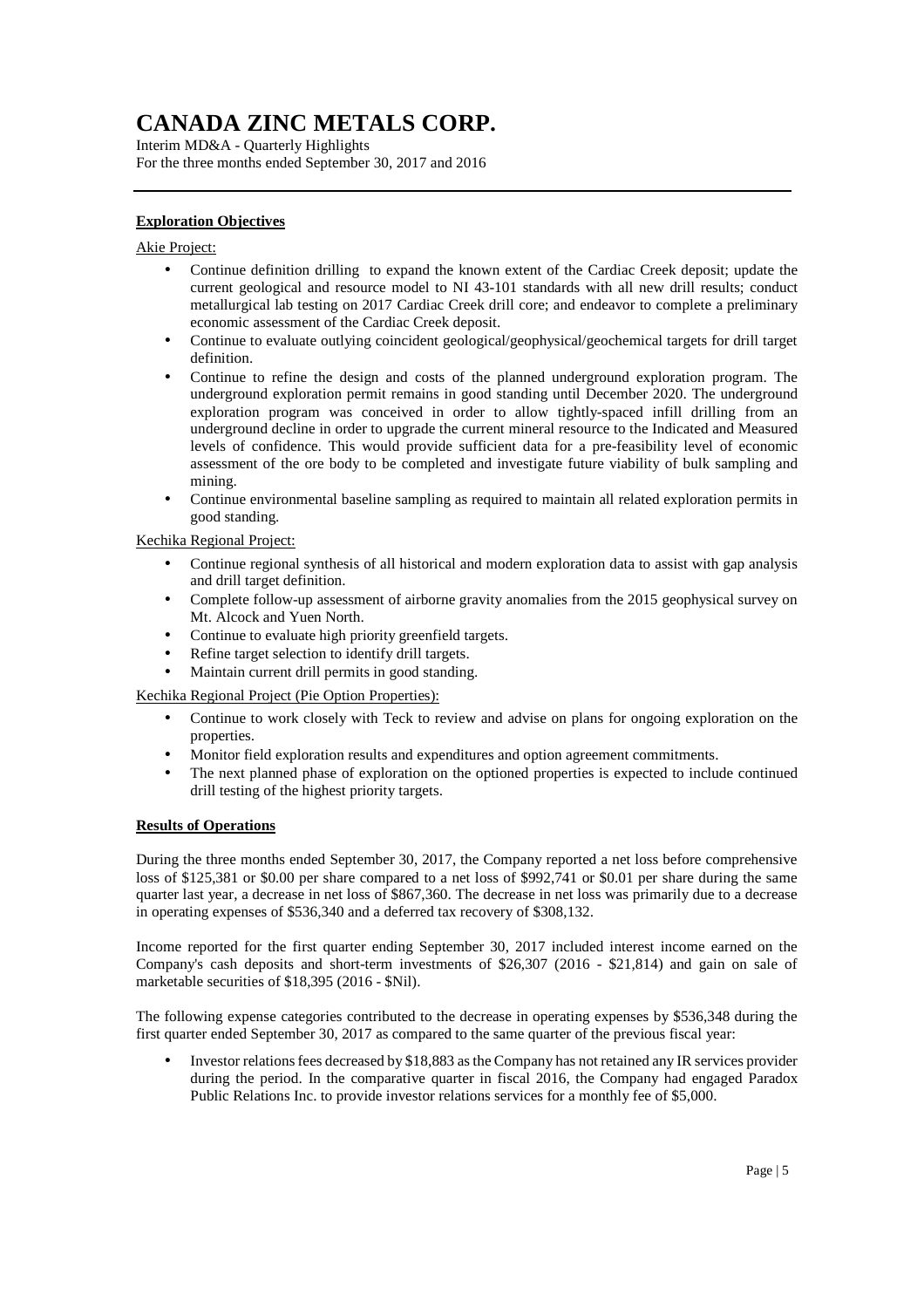**Exploration Objectives**

Akie Project:

- Continue definition drilling to expand the known extent of the Cardiac Creek deposit; update the current geological and resource model to NI 43-101 standards with all new drill results; conduct metallurgical lab testing on 2017 Cardiac Creek drill core; and endeavor to complete a preliminary economic assessment of the Cardiac Creek deposit.
- Continue to evaluate outlying coincident geological/geophysical/geochemical targets for drill target definition.
- Continue to refine the design and costs of the planned underground exploration program. The underground exploration permit remains in good standing until December 2020. The underground exploration program was conceived in order to allow tightly-spaced infill drilling from an underground decline in order to upgrade the current mineral resource to the Indicated and Measured levels of confidence. This would provide sufficient data for a pre-feasibility level of economic assessment of the ore body to be completed and investigate future viability of bulk sampling and mining.
- Continue environmental baseline sampling as required to maintain all related exploration permits in good standing.

Kechika Regional Project:

- Continue regional synthesis of all historical and modern exploration data to assist with gap analysis and drill target definition.
- Complete follow-up assessment of airborne gravity anomalies from the 2015 geophysical survey on Mt. Alcock and Yuen North.
- Continue to evaluate high priority greenfield targets.
- Refine target selection to identify drill targets.
- Maintain current drill permits in good standing.

Kechika Regional Project (Pie Option Properties):

- Continue to work closely with Teck to review and advise on plans for ongoing exploration on the properties.
- Monitor field exploration results and expenditures and option agreement commitments.
- The next planned phase of exploration on the optioned properties is expected to include continued drill testing of the highest priority targets.

**Results of Operations**

During the three months ended September 30, 2017, the Company reported a net loss before comprehensive loss of $125,381 or $0.00 per share compared to a net loss of $992,741 or $0.01 per share during the same quarter last year, a decrease in net loss of $867,360. The decrease in net loss was primarily due to a decrease in operating expenses of $536,340 and a deferred tax recovery of $308,132.

Income reported for the first quarter ending September 30, 2017 included interest income earned on the Company's cash deposits and short-term investments of $26,307 (2016 - $21,814) and gain on sale of marketable securities of $18,395 (2016 - $Nil).

The following expense categories contributed to the decrease in operating expenses by $536,348 during the first quarter ended September 30, 2017 as compared to the same quarter of the previous fiscal year:

- Investor relations fees decreased by $18,883 as the Company has not retained any IR services provider during the period. In the comparative quarter in fiscal 2016, the Company had engaged Paradox Public Relations Inc. to provide investor relations services for a monthly fee of $5,000.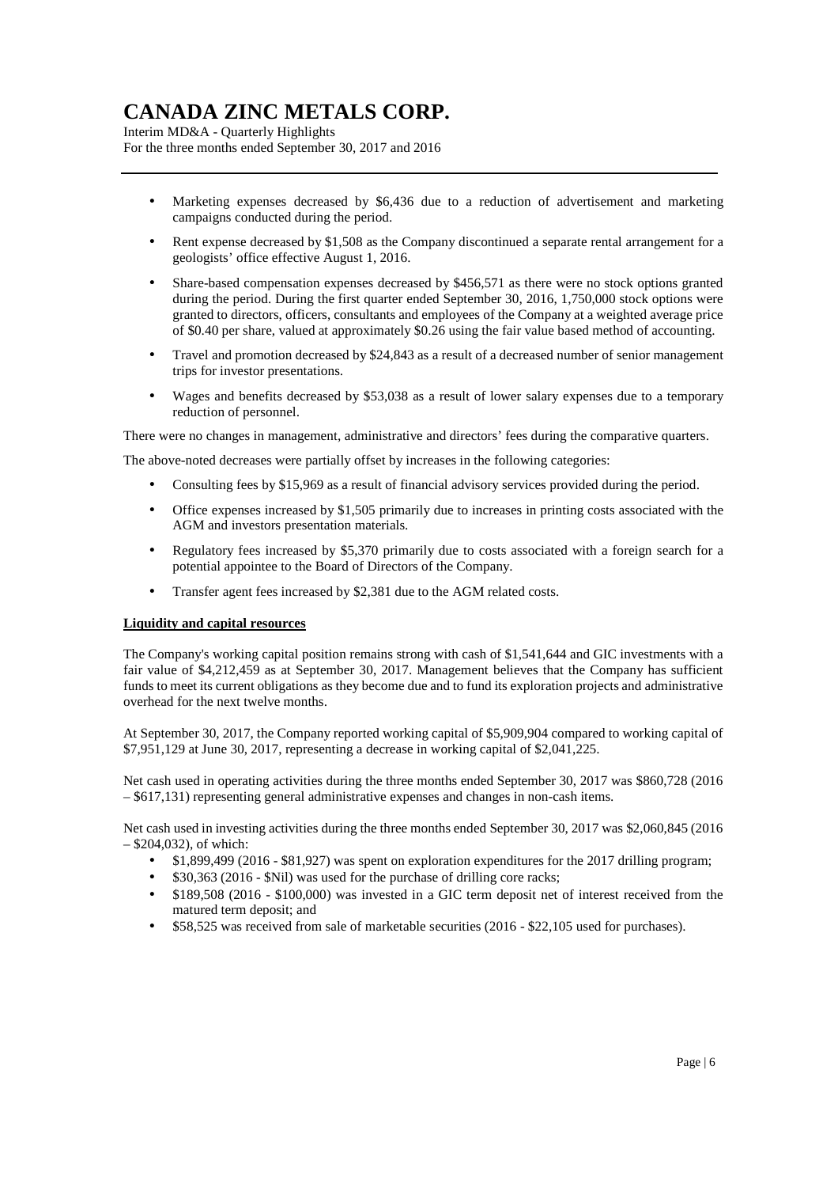- Marketing expenses decreased by $6,436 due to a reduction of advertisement and marketing campaigns conducted during the period.
- Rent expense decreased by $1,508 as the Company discontinued a separate rental arrangement for a geologists' office effective August 1, 2016.
- Share-based compensation expenses decreased by $456,571 as there were no stock options granted during the period. During the first quarter ended September 30, 2016, 1,750,000 stock options were granted to directors, officers, consultants and employees of the Company at a weighted average price of $0.40 per share, valued at approximately $0.26 using the fair value based method of accounting.
- Travel and promotion decreased by $24,843 as a result of a decreased number of senior management trips for investor presentations.
- Wages and benefits decreased by $53,038 as a result of lower salary expenses due to a temporary reduction of personnel.

There were no changes in management, administrative and directors' fees during the comparative quarters.

The above-noted decreases were partially offset by increases in the following categories:

- Consulting fees by $15,969 as a result of financial advisory services provided during the period.
- Office expenses increased by $1,505 primarily due to increases in printing costs associated with the AGM and investors presentation materials.
- Regulatory fees increased by $5,370 primarily due to costs associated with a foreign search for a potential appointee to the Board of Directors of the Company.
- Transfer agent fees increased by $2,381 due to the AGM related costs.

**Liquidity and capital resources**

The Company's working capital position remains strong with cash of $1,541,644 and GIC investments with a fair value of $4,212,459 as at September 30, 2017. Management believes that the Company has sufficient funds to meet its current obligations as they become due and to fund its exploration projects and administrative overhead for the next twelve months.

At September 30, 2017, the Company reported working capital of $5,909,904 compared to working capital of $7,951,129 at June 30, 2017, representing a decrease in working capital of $2,041,225.

Net cash used in operating activities during the three months ended September 30, 2017 was $860,728 (2016 – $617,131) representing general administrative expenses and changes in non-cash items.

Net cash used in investing activities during the three months ended September 30, 2017 was $2,060,845 (2016 – $204,032), of which:

- $1,899,499 (2016 - $81,927) was spent on exploration expenditures for the 2017 drilling program;
- $30,363 (2016 - $Nil) was used for the purchase of drilling core racks;
- $189,508 (2016 - $100,000) was invested in a GIC term deposit net of interest received from the matured term deposit; and
- $58,525 was received from sale of marketable securities (2016 - $22,105 used for purchases).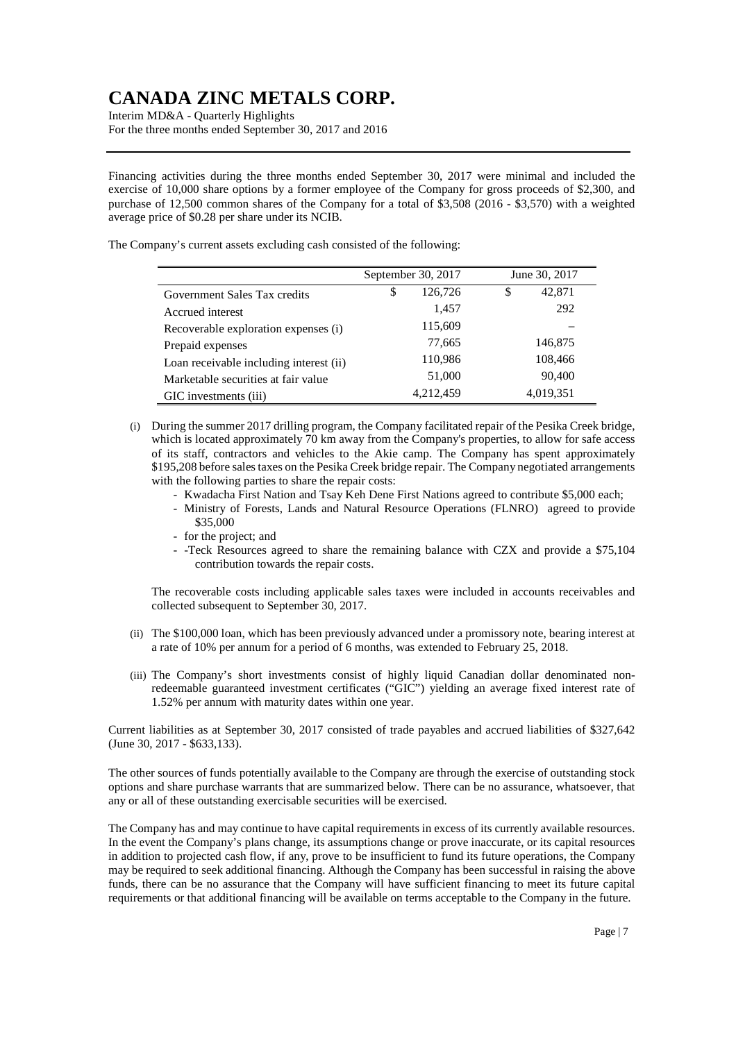Financing activities during the three months ended September 30, 2017 were minimal and included the exercise of 10,000 share options by a former employee of the Company for gross proceeds of $2,300, and purchase of 12,500 common shares of the Company for a total of $3,508 (2016 - $3,570) with a weighted average price of $0.28 per share under its NCIB.

The Company's current assets excluding cash consisted of the following:

| | September 30, 2017 | June 30, 2017 |
|---|---|---|
| Government Sales Tax credits | $ 126,726 | $ 42,871 |
| Accrued interest | 1,457 | 292 |
| Recoverable exploration expenses (i) | 115,609 | – |
| Prepaid expenses | 77,665 | 146,875 |
| Loan receivable including interest (ii) | 110,986 | 108,466 |
| Marketable securities at fair value | 51,000 | 90,400 |
| GIC investments (iii) | 4,212,459 | 4,019,351 |

(i) During the summer 2017 drilling program, the Company facilitated repair of the Pesika Creek bridge, which is located approximately 70 km away from the Company's properties, to allow for safe access of its staff, contractors and vehicles to the Akie camp. The Company has spent approximately $195,208 before sales taxes on the Pesika Creek bridge repair. The Company negotiated arrangements with the following parties to share the repair costs:

- Kwadacha First Nation and Tsay Keh Dene First Nations agreed to contribute $5,000 each;
- Ministry of Forests, Lands and Natural Resource Operations (FLNRO) agreed to provide $35,000
- for the project; and
- -Teck Resources agreed to share the remaining balance with CZX and provide a $75,104 contribution towards the repair costs.

The recoverable costs including applicable sales taxes were included in accounts receivables and collected subsequent to September 30, 2017.

(ii) The $100,000 loan, which has been previously advanced under a promissory note, bearing interest at a rate of 10% per annum for a period of 6 months, was extended to February 25, 2018.

(iii) The Company's short investments consist of highly liquid Canadian dollar denominated non-redeemable guaranteed investment certificates ("GIC") yielding an average fixed interest rate of 1.52% per annum with maturity dates within one year.

Current liabilities as at September 30, 2017 consisted of trade payables and accrued liabilities of $327,642 (June 30, 2017 - $633,133).

The other sources of funds potentially available to the Company are through the exercise of outstanding stock options and share purchase warrants that are summarized below. There can be no assurance, whatsoever, that any or all of these outstanding exercisable securities will be exercised.

The Company has and may continue to have capital requirements in excess of its currently available resources. In the event the Company's plans change, its assumptions change or prove inaccurate, or its capital resources in addition to projected cash flow, if any, prove to be insufficient to fund its future operations, the Company may be required to seek additional financing. Although the Company has been successful in raising the above funds, there can be no assurance that the Company will have sufficient financing to meet its future capital requirements or that additional financing will be available on terms acceptable to the Company in the future.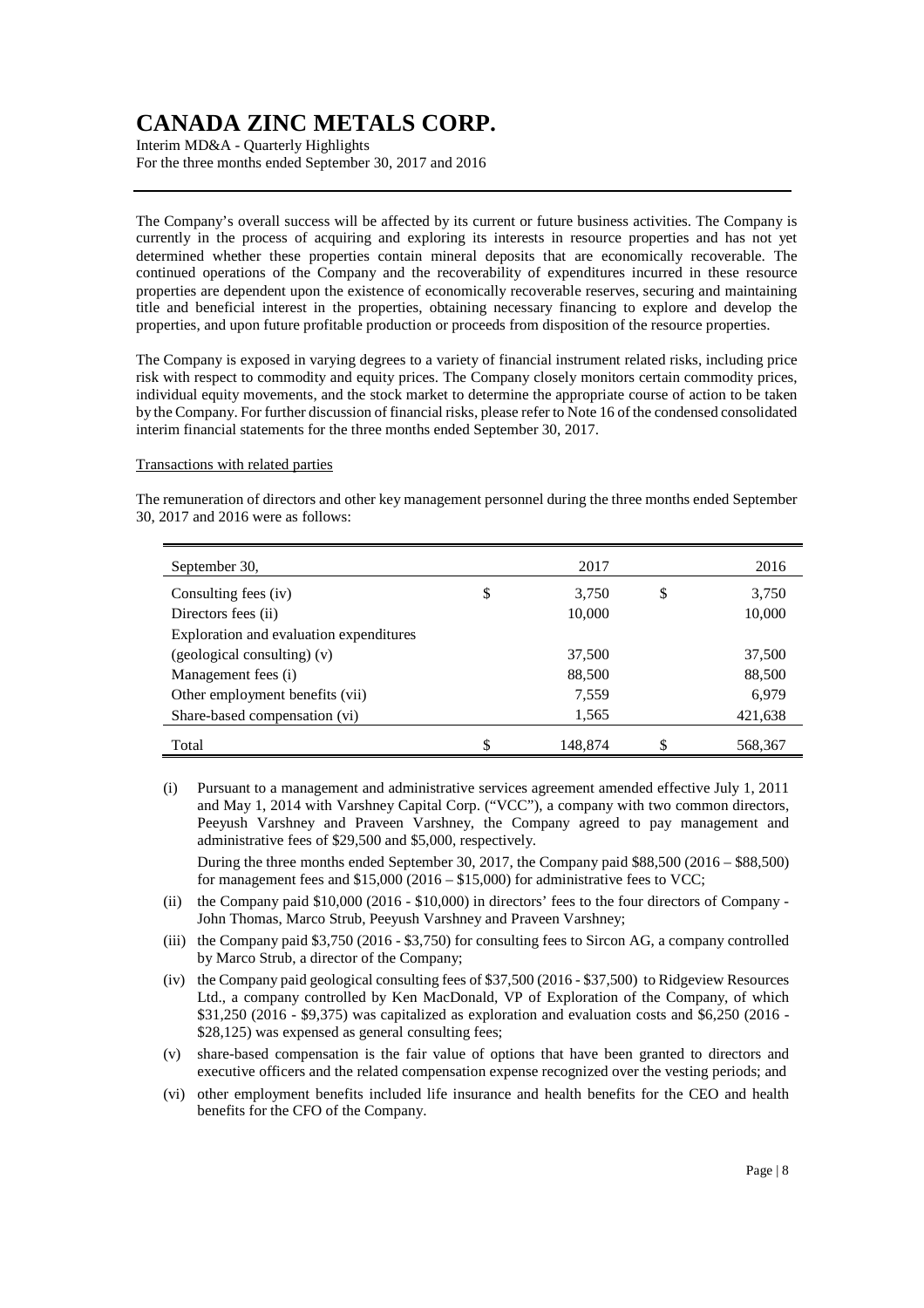The Company's overall success will be affected by its current or future business activities. The Company is currently in the process of acquiring and exploring its interests in resource properties and has not yet determined whether these properties contain mineral deposits that are economically recoverable. The continued operations of the Company and the recoverability of expenditures incurred in these resource properties are dependent upon the existence of economically recoverable reserves, securing and maintaining title and beneficial interest in the properties, obtaining necessary financing to explore and develop the properties, and upon future profitable production or proceeds from disposition of the resource properties.

The Company is exposed in varying degrees to a variety of financial instrument related risks, including price risk with respect to commodity and equity prices. The Company closely monitors certain commodity prices, individual equity movements, and the stock market to determine the appropriate course of action to be taken by the Company. For further discussion of financial risks, please refer to Note 16 of the condensed consolidated interim financial statements for the three months ended September 30, 2017.

Transactions with related parties

The remuneration of directors and other key management personnel during the three months ended September 30, 2017 and 2016 were as follows:

| September 30, | | 2017 | | 2016 |
|---|---|---|---|---|
| Consulting fees (iv) | $ | 3,750 | $ | 3,750 |
| Directors fees (ii) | | 10,000 | | 10,000 |
| Exploration and evaluation expenditures (geological consulting) (v) | | 37,500 | | 37,500 |
| Management fees (i) | | 88,500 | | 88,500 |
| Other employment benefits (vii) | | 7,559 | | 6,979 |
| Share-based compensation (vi) | | 1,565 | | 421,638 |
| Total | $ | 148,874 | $ | 568,367 |

(i) Pursuant to a management and administrative services agreement amended effective July 1, 2011 and May 1, 2014 with Varshney Capital Corp. ("VCC"), a company with two common directors, Peeyush Varshney and Praveen Varshney, the Company agreed to pay management and administrative fees of $29,500 and $5,000, respectively.

During the three months ended September 30, 2017, the Company paid $88,500 (2016 – $88,500) for management fees and $15,000 (2016 – $15,000) for administrative fees to VCC;

(ii) the Company paid $10,000 (2016 - $10,000) in directors' fees to the four directors of Company - John Thomas, Marco Strub, Peeyush Varshney and Praveen Varshney;

(iii) the Company paid $3,750 (2016 - $3,750) for consulting fees to Sircon AG, a company controlled by Marco Strub, a director of the Company;

(iv) the Company paid geological consulting fees of $37,500 (2016 - $37,500) to Ridgeview Resources Ltd., a company controlled by Ken MacDonald, VP of Exploration of the Company, of which $31,250 (2016 - $9,375) was capitalized as exploration and evaluation costs and $6,250 (2016 - $28,125) was expensed as general consulting fees;

(v) share-based compensation is the fair value of options that have been granted to directors and executive officers and the related compensation expense recognized over the vesting periods; and

(vi) other employment benefits included life insurance and health benefits for the CEO and health benefits for the CFO of the Company.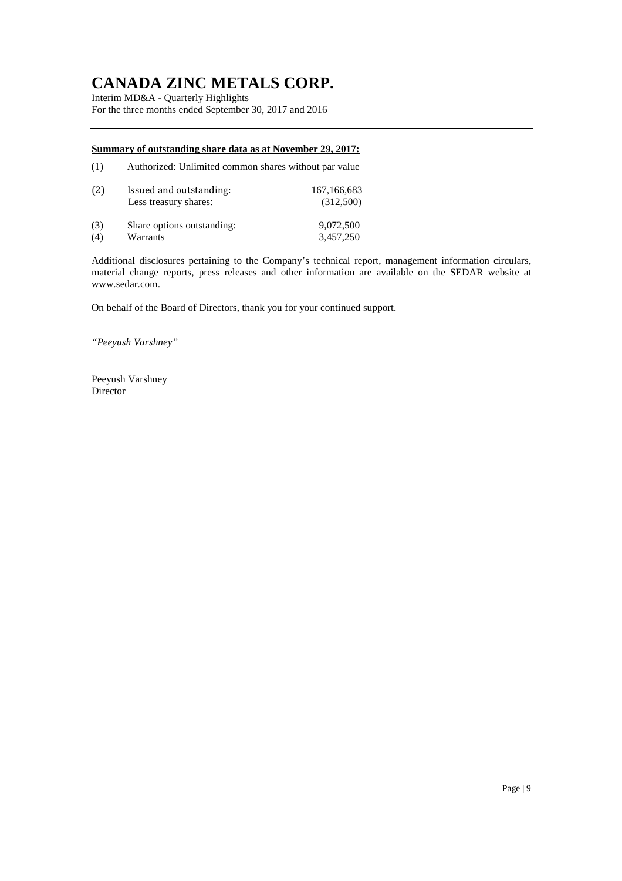# CANADA ZINC METALS CORP.

Interim MD&A - Quarterly Highlights
For the three months ended September 30, 2017 and 2016

**Summary of outstanding share data as at November 29, 2017:**

(1) Authorized: Unlimited common shares without par value

| | | |
|---|---|---|
| (2) | Issued and outstanding: | 167,166,683 |
| | Less treasury shares: | (312,500) |
| (3) | Share options outstanding: | 9,072,500 |
| (4) | Warrants | 3,457,250 |

Additional disclosures pertaining to the Company's technical report, management information circulars, material change reports, press releases and other information are available on the SEDAR website at www.sedar.com.

On behalf of the Board of Directors, thank you for your continued support.

*"Peeyush Varshney"*

Peeyush Varshney
Director